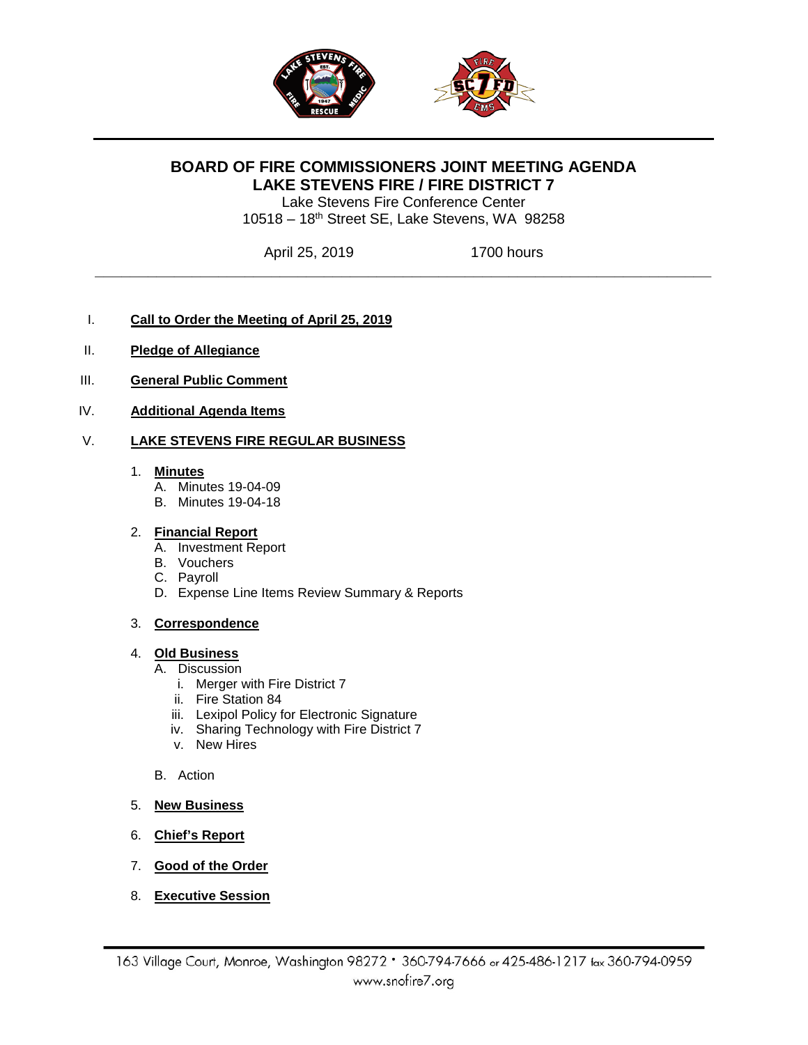# BOARD OF FIRE COMMISSIONERS JOINT MEETING AGENDA
## LAKE STEVENS FIRE / FIRE DISTRICT 7

Lake Stevens Fire Conference Center
10518 – 18th Street SE, Lake Stevens, WA 98258

April 25, 2019 1700 hours

---

I. **Call to Order the Meeting of April 25, 2019**

II. **Pledge of Allegiance**

III. **General Public Comment**

IV. **Additional Agenda Items**

V. **LAKE STEVENS FIRE REGULAR BUSINESS**

1. **Minutes**
   - A. Minutes 19-04-09
   - B. Minutes 19-04-18

2. **Financial Report**
   - A. Investment Report
   - B. Vouchers
   - C. Payroll
   - D. Expense Line Items Review Summary & Reports

3. **Correspondence**

4. **Old Business**
   - A. Discussion
     - i. Merger with Fire District 7
     - ii. Fire Station 84
     - iii. Lexipol Policy for Electronic Signature
     - iv. Sharing Technology with Fire District 7
     - v. New Hires
   - B. Action

5. **New Business**

6. **Chief's Report**

7. **Good of the Order**

8. **Executive Session**

163 Village Court, Monroe, Washington 98272 • 360-794-7666 or 425-486-1217 fax 360-794-0959
www.snofire7.org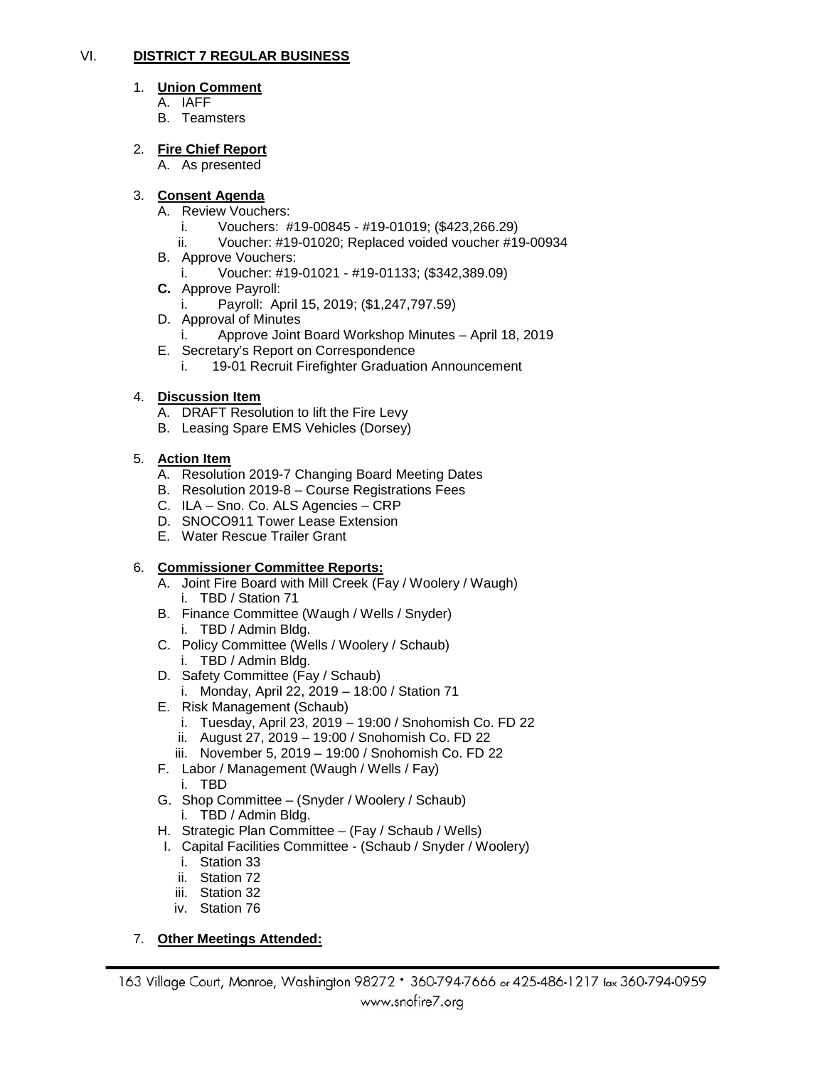VI. **DISTRICT 7 REGULAR BUSINESS**

1. **Union Comment**
   - A. IAFF
   - B. Teamsters

2. **Fire Chief Report**
   - A. As presented

3. **Consent Agenda**
   - A. Review Vouchers:
     - i. Vouchers: #19-00845 - #19-01019; ($423,266.29)
     - ii. Voucher: #19-01020; Replaced voided voucher #19-00934
   - B. Approve Vouchers:
     - i. Voucher: #19-01021 - #19-01133; ($342,389.09)
   - **C.** Approve Payroll:
     - i. Payroll: April 15, 2019; ($1,247,797.59)
   - D. Approval of Minutes
     - i. Approve Joint Board Workshop Minutes – April 18, 2019
   - E. Secretary's Report on Correspondence
     - i. 19-01 Recruit Firefighter Graduation Announcement

4. **Discussion Item**
   - A. DRAFT Resolution to lift the Fire Levy
   - B. Leasing Spare EMS Vehicles (Dorsey)

5. **Action Item**
   - A. Resolution 2019-7 Changing Board Meeting Dates
   - B. Resolution 2019-8 – Course Registrations Fees
   - C. ILA – Sno. Co. ALS Agencies – CRP
   - D. SNOCO911 Tower Lease Extension
   - E. Water Rescue Trailer Grant

6. **Commissioner Committee Reports:**
   - A. Joint Fire Board with Mill Creek (Fay / Woolery / Waugh)
     - i. TBD / Station 71
   - B. Finance Committee (Waugh / Wells / Snyder)
     - i. TBD / Admin Bldg.
   - C. Policy Committee (Wells / Woolery / Schaub)
     - i. TBD / Admin Bldg.
   - D. Safety Committee (Fay / Schaub)
     - i. Monday, April 22, 2019 – 18:00 / Station 71
   - E. Risk Management (Schaub)
     - i. Tuesday, April 23, 2019 – 19:00 / Snohomish Co. FD 22
     - ii. August 27, 2019 – 19:00 / Snohomish Co. FD 22
     - iii. November 5, 2019 – 19:00 / Snohomish Co. FD 22
   - F. Labor / Management (Waugh / Wells / Fay)
     - i. TBD
   - G. Shop Committee – (Snyder / Woolery / Schaub)
     - i. TBD / Admin Bldg.
   - H. Strategic Plan Committee – (Fay / Schaub / Wells)
   - I. Capital Facilities Committee - (Schaub / Snyder / Woolery)
     - i. Station 33
     - ii. Station 72
     - iii. Station 32
     - iv. Station 76

7. **Other Meetings Attended:**

163 Village Court, Monroe, Washington 98272 • 360-794-7666 or 425-486-1217 fax 360-794-0959
www.snofire7.org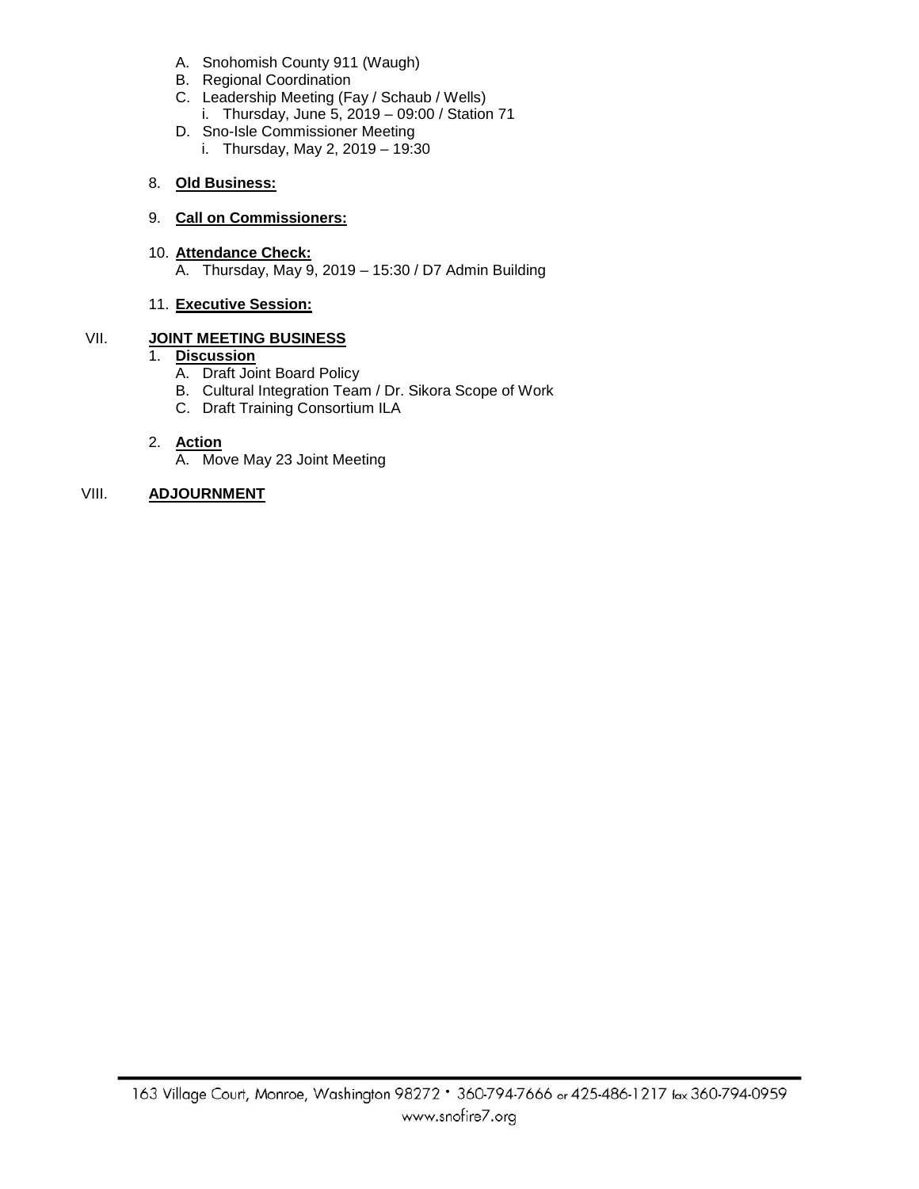- A. Snohomish County 911 (Waugh)
- B. Regional Coordination
- C. Leadership Meeting (Fay / Schaub / Wells)
  - i. Thursday, June 5, 2019 – 09:00 / Station 71
- D. Sno-Isle Commissioner Meeting
  - i. Thursday, May 2, 2019 – 19:30

8. **Old Business:**

9. **Call on Commissioners:**

10. **Attendance Check:**
    - A. Thursday, May 9, 2019 – 15:30 / D7 Admin Building

11. **Executive Session:**

## VII. JOINT MEETING BUSINESS

1. **Discussion**
   - A. Draft Joint Board Policy
   - B. Cultural Integration Team / Dr. Sikora Scope of Work
   - C. Draft Training Consortium ILA

2. **Action**
   - A. Move May 23 Joint Meeting

## VIII. ADJOURNMENT

163 Village Court, Monroe, Washington 98272 • 360-794-7666 or 425-486-1217 fax 360-794-0959
www.snofire7.org